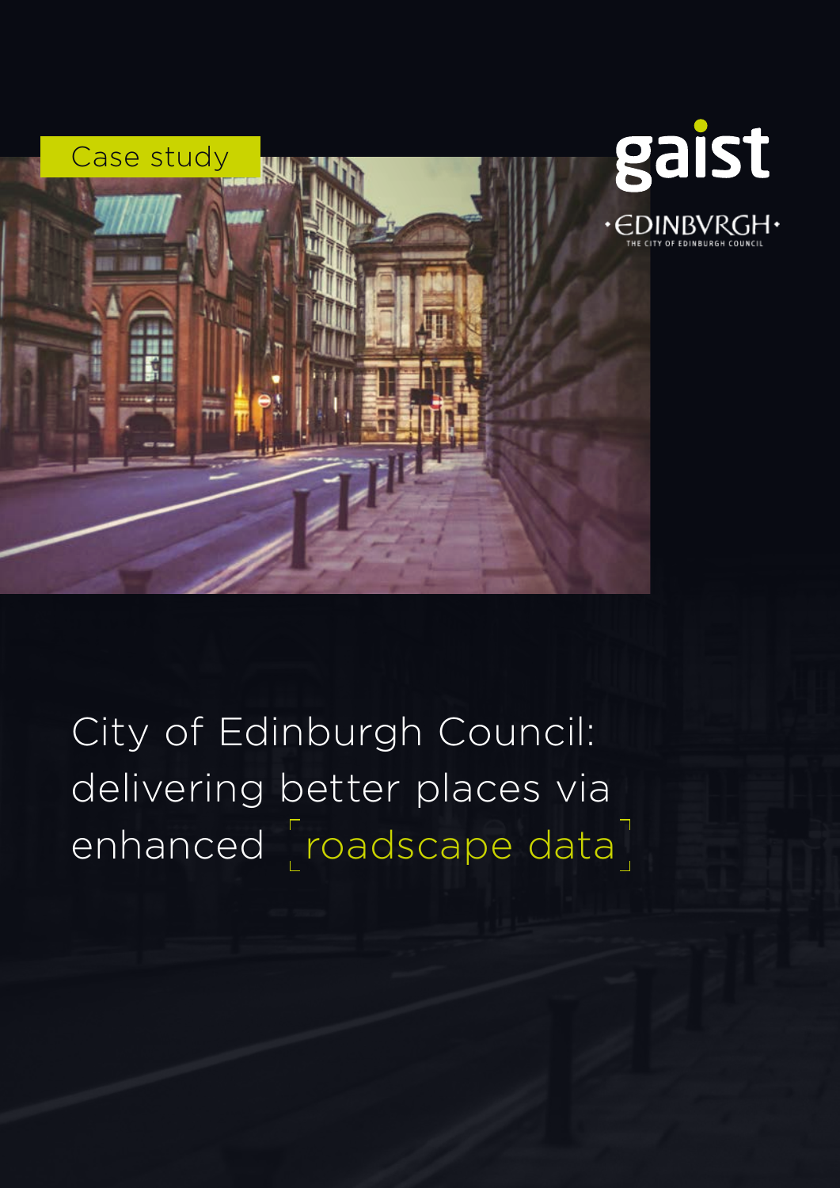Case study

gaist

EDINBVRGH

THE CITY OF EDINBURGH COUNCIL

# City of Edinburgh Council: delivering better places via enhanced roadscape data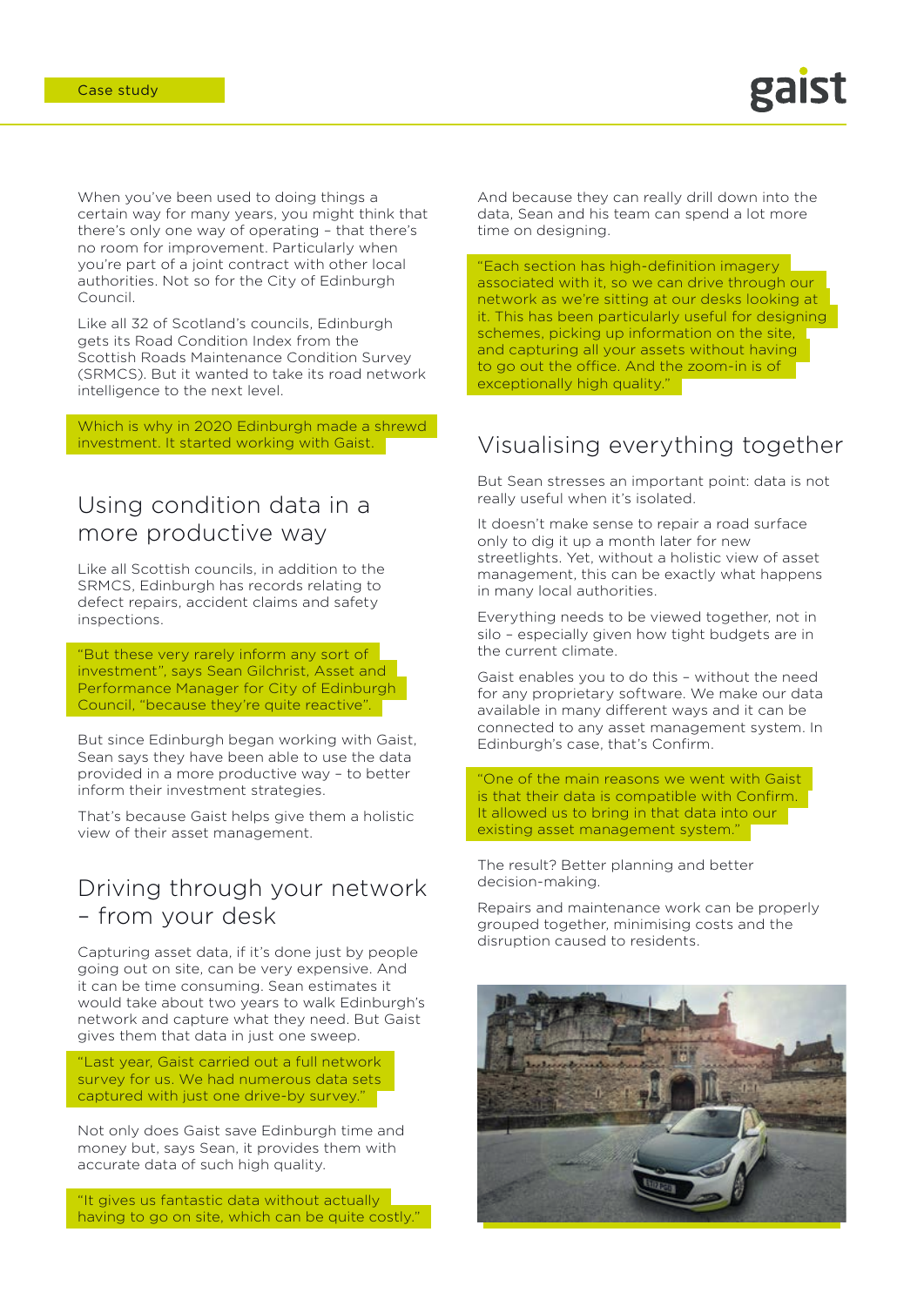When you've been used to doing things a certain way for many years, you might think that there's only one way of operating – that there's no room for improvement. Particularly when you're part of a joint contract with other local authorities. Not so for the City of Edinburgh Council.

Like all 32 of Scotland's councils, Edinburgh gets its Road Condition Index from the Scottish Roads Maintenance Condition Survey (SRMCS). But it wanted to take its road network intelligence to the next level.

Which is why in 2020 Edinburgh made a shrewd investment. It started working with Gaist.

## Using condition data in a more productive way

Like all Scottish councils, in addition to the SRMCS, Edinburgh has records relating to defect repairs, accident claims and safety inspections.

"But these very rarely inform any sort of investment", says Sean Gilchrist, Asset and Performance Manager for City of Edinburgh Council, "because they're quite reactive".

But since Edinburgh began working with Gaist, Sean says they have been able to use the data provided in a more productive way – to better inform their investment strategies.

That's because Gaist helps give them a holistic view of their asset management.

## Driving through your network – from your desk

Capturing asset data, if it's done just by people going out on site, can be very expensive. And it can be time consuming. Sean estimates it would take about two years to walk Edinburgh's network and capture what they need. But Gaist gives them that data in just one sweep.

"Last year, Gaist carried out a full network survey for us. We had numerous data sets captured with just one drive-by survey."

Not only does Gaist save Edinburgh time and money but, says Sean, it provides them with accurate data of such high quality.

"It gives us fantastic data without actually having to go on site, which can be quite costly."

And because they can really drill down into the data, Sean and his team can spend a lot more time on designing.

"Each section has high-definition imagery associated with it, so we can drive through our network as we're sitting at our desks looking at it. This has been particularly useful for designing schemes, picking up information on the site, and capturing all your assets without having to go out the office. And the zoom-in is of exceptionally high quality."

## Visualising everything together

But Sean stresses an important point: data is not really useful when it's isolated.

It doesn't make sense to repair a road surface only to dig it up a month later for new streetlights. Yet, without a holistic view of asset management, this can be exactly what happens in many local authorities.

Everything needs to be viewed together, not in silo – especially given how tight budgets are in the current climate.

Gaist enables you to do this – without the need for any proprietary software. We make our data available in many different ways and it can be connected to any asset management system. In Edinburgh's case, that's Confirm.

"One of the main reasons we went with Gaist is that their data is compatible with Confirm. It allowed us to bring in that data into our existing asset management system."

The result? Better planning and better decision-making.

Repairs and maintenance work can be properly grouped together, minimising costs and the disruption caused to residents.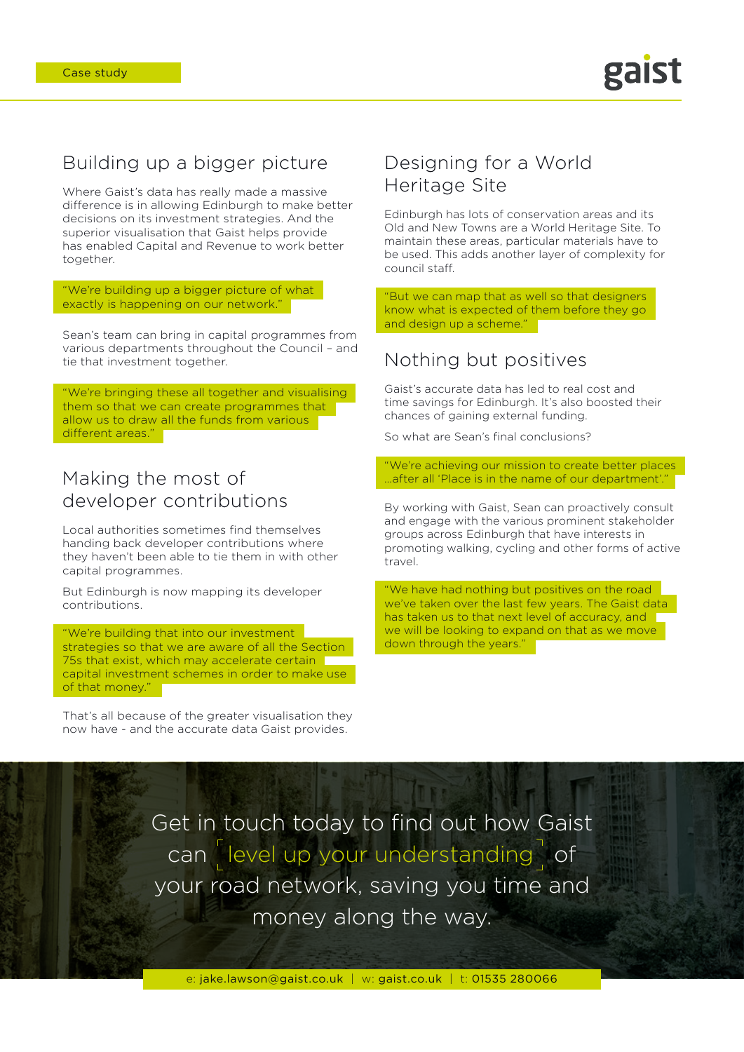Case study

## Building up a bigger picture

Where Gaist's data has really made a massive difference is in allowing Edinburgh to make better decisions on its investment strategies. And the superior visualisation that Gaist helps provide has enabled Capital and Revenue to work better together.

"We're building up a bigger picture of what exactly is happening on our network."

Sean's team can bring in capital programmes from various departments throughout the Council – and tie that investment together.

"We're bringing these all together and visualising them so that we can create programmes that allow us to draw all the funds from various different areas."

## Making the most of developer contributions

Local authorities sometimes find themselves handing back developer contributions where they haven't been able to tie them in with other capital programmes.

But Edinburgh is now mapping its developer contributions.

"We're building that into our investment strategies so that we are aware of all the Section 75s that exist, which may accelerate certain capital investment schemes in order to make use of that money."

That's all because of the greater visualisation they now have - and the accurate data Gaist provides.

## Designing for a World Heritage Site

Edinburgh has lots of conservation areas and its Old and New Towns are a World Heritage Site. To maintain these areas, particular materials have to be used. This adds another layer of complexity for council staff.

"But we can map that as well so that designers know what is expected of them before they go and design up a scheme."

## Nothing but positives

Gaist's accurate data has led to real cost and time savings for Edinburgh. It's also boosted their chances of gaining external funding.

So what are Sean's final conclusions?

"We're achieving our mission to create better places ...after all 'Place is in the name of our department'."

By working with Gaist, Sean can proactively consult and engage with the various prominent stakeholder groups across Edinburgh that have interests in promoting walking, cycling and other forms of active travel.

"We have had nothing but positives on the road we've taken over the last few years. The Gaist data has taken us to that next level of accuracy, and we will be looking to expand on that as we move down through the years."

Get in touch today to find out how Gaist can level up your understanding of your road network, saving you time and money along the way.

e: jake.lawson@gaist.co.uk | w: gaist.co.uk | t: 01535 280066